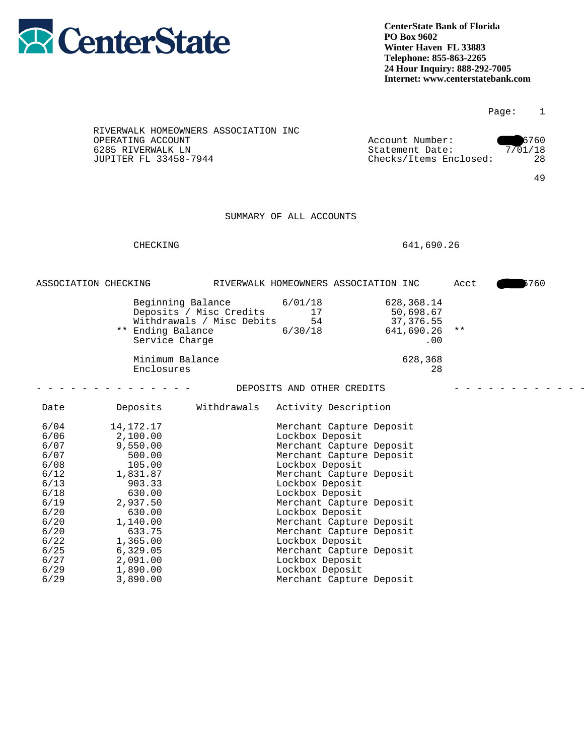**CenterState**

**CenterState Bank of Florida**
**PO Box 9602**
**Winter Haven FL 33883**
**Telephone: 855-863-2265**
**24 Hour Inquiry: 888-292-7005**
**Internet: www.centerstatebank.com**

Page: 1

RIVERWALK HOMEOWNERS ASSOCIATION INC
OPERATING ACCOUNT
6285 RIVERWALK LN
JUPITER FL 33458-7944

Account Number: 6760
Statement Date: 7/01/18
Checks/Items Enclosed: 28

49

## SUMMARY OF ALL ACCOUNTS

| | |
|---|---|
| CHECKING | 641,690.26 |

ASSOCIATION CHECKING — RIVERWALK HOMEOWNERS ASSOCIATION INC — Acct 6760

| | | | |
|---|---|---|---|
| Beginning Balance | 6/01/18 | 628,368.14 | |
| Deposits / Misc Credits | 17 | 50,698.67 | |
| Withdrawals / Misc Debits | 54 | 37,376.55 | |
| ** Ending Balance | 6/30/18 | 641,690.26 | ** |
| Service Charge | | .00 | |
| Minimum Balance | | 628,368 | |
| Enclosures | | 28 | |

## DEPOSITS AND OTHER CREDITS

| Date | Deposits | Withdrawals | Activity Description |
|---|---|---|---|
| 6/04 | 14,172.17 | | Merchant Capture Deposit |
| 6/06 | 2,100.00 | | Lockbox Deposit |
| 6/07 | 9,550.00 | | Merchant Capture Deposit |
| 6/07 | 500.00 | | Merchant Capture Deposit |
| 6/08 | 105.00 | | Lockbox Deposit |
| 6/12 | 1,831.87 | | Merchant Capture Deposit |
| 6/13 | 903.33 | | Lockbox Deposit |
| 6/18 | 630.00 | | Lockbox Deposit |
| 6/19 | 2,937.50 | | Merchant Capture Deposit |
| 6/20 | 630.00 | | Lockbox Deposit |
| 6/20 | 1,140.00 | | Merchant Capture Deposit |
| 6/20 | 633.75 | | Merchant Capture Deposit |
| 6/22 | 1,365.00 | | Lockbox Deposit |
| 6/25 | 6,329.05 | | Merchant Capture Deposit |
| 6/27 | 2,091.00 | | Lockbox Deposit |
| 6/29 | 1,890.00 | | Lockbox Deposit |
| 6/29 | 3,890.00 | | Merchant Capture Deposit |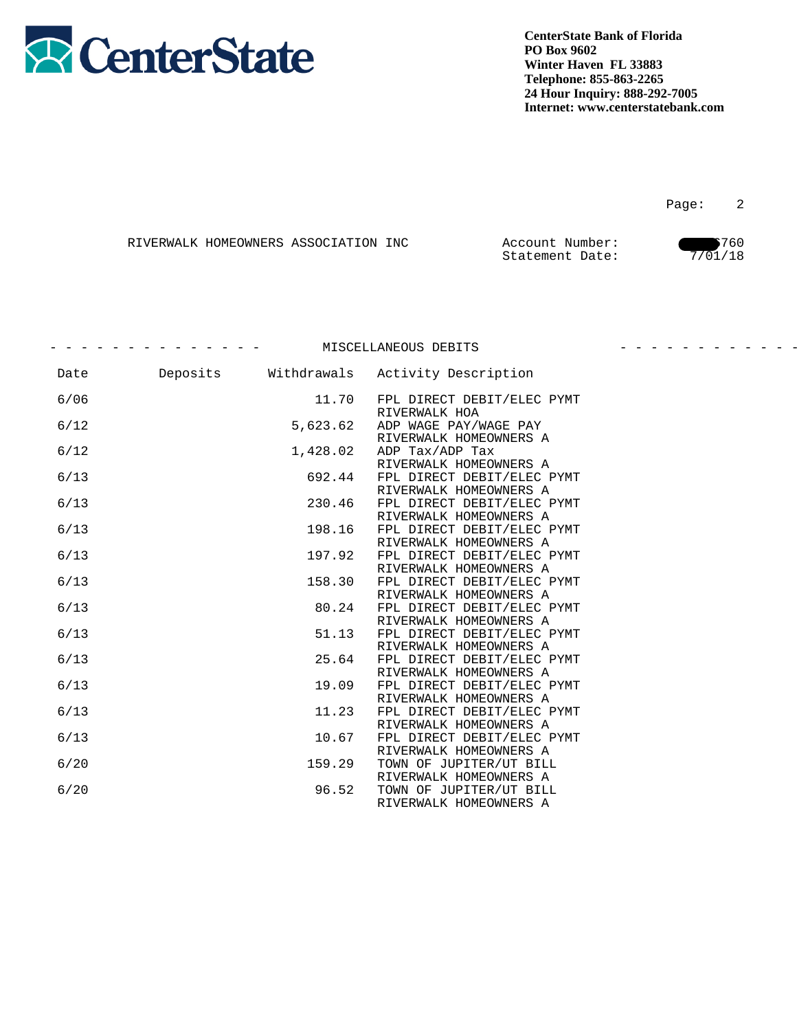CenterState Bank of Florida
PO Box 9602
Winter Haven FL 33883
Telephone: 855-863-2265
24 Hour Inquiry: 888-292-7005
Internet: www.centerstatebank.com

RIVERWALK HOMEOWNERS ASSOCIATION INC

Account Number: 760
Statement Date: 7/01/18

## MISCELLANEOUS DEBITS

| Date | Deposits | Withdrawals | Activity Description |
|---|---|---|---|
| 6/06 | | 11.70 | FPL DIRECT DEBIT/ELEC PYMT RIVERWALK HOA |
| 6/12 | | 5,623.62 | ADP WAGE PAY/WAGE PAY RIVERWALK HOMEOWNERS A |
| 6/12 | | 1,428.02 | ADP Tax/ADP Tax RIVERWALK HOMEOWNERS A |
| 6/13 | | 692.44 | FPL DIRECT DEBIT/ELEC PYMT RIVERWALK HOMEOWNERS A |
| 6/13 | | 230.46 | FPL DIRECT DEBIT/ELEC PYMT RIVERWALK HOMEOWNERS A |
| 6/13 | | 198.16 | FPL DIRECT DEBIT/ELEC PYMT RIVERWALK HOMEOWNERS A |
| 6/13 | | 197.92 | FPL DIRECT DEBIT/ELEC PYMT RIVERWALK HOMEOWNERS A |
| 6/13 | | 158.30 | FPL DIRECT DEBIT/ELEC PYMT RIVERWALK HOMEOWNERS A |
| 6/13 | | 80.24 | FPL DIRECT DEBIT/ELEC PYMT RIVERWALK HOMEOWNERS A |
| 6/13 | | 51.13 | FPL DIRECT DEBIT/ELEC PYMT RIVERWALK HOMEOWNERS A |
| 6/13 | | 25.64 | FPL DIRECT DEBIT/ELEC PYMT RIVERWALK HOMEOWNERS A |
| 6/13 | | 19.09 | FPL DIRECT DEBIT/ELEC PYMT RIVERWALK HOMEOWNERS A |
| 6/13 | | 11.23 | FPL DIRECT DEBIT/ELEC PYMT RIVERWALK HOMEOWNERS A |
| 6/13 | | 10.67 | FPL DIRECT DEBIT/ELEC PYMT RIVERWALK HOMEOWNERS A |
| 6/20 | | 159.29 | TOWN OF JUPITER/UT BILL RIVERWALK HOMEOWNERS A |
| 6/20 | | 96.52 | TOWN OF JUPITER/UT BILL RIVERWALK HOMEOWNERS A |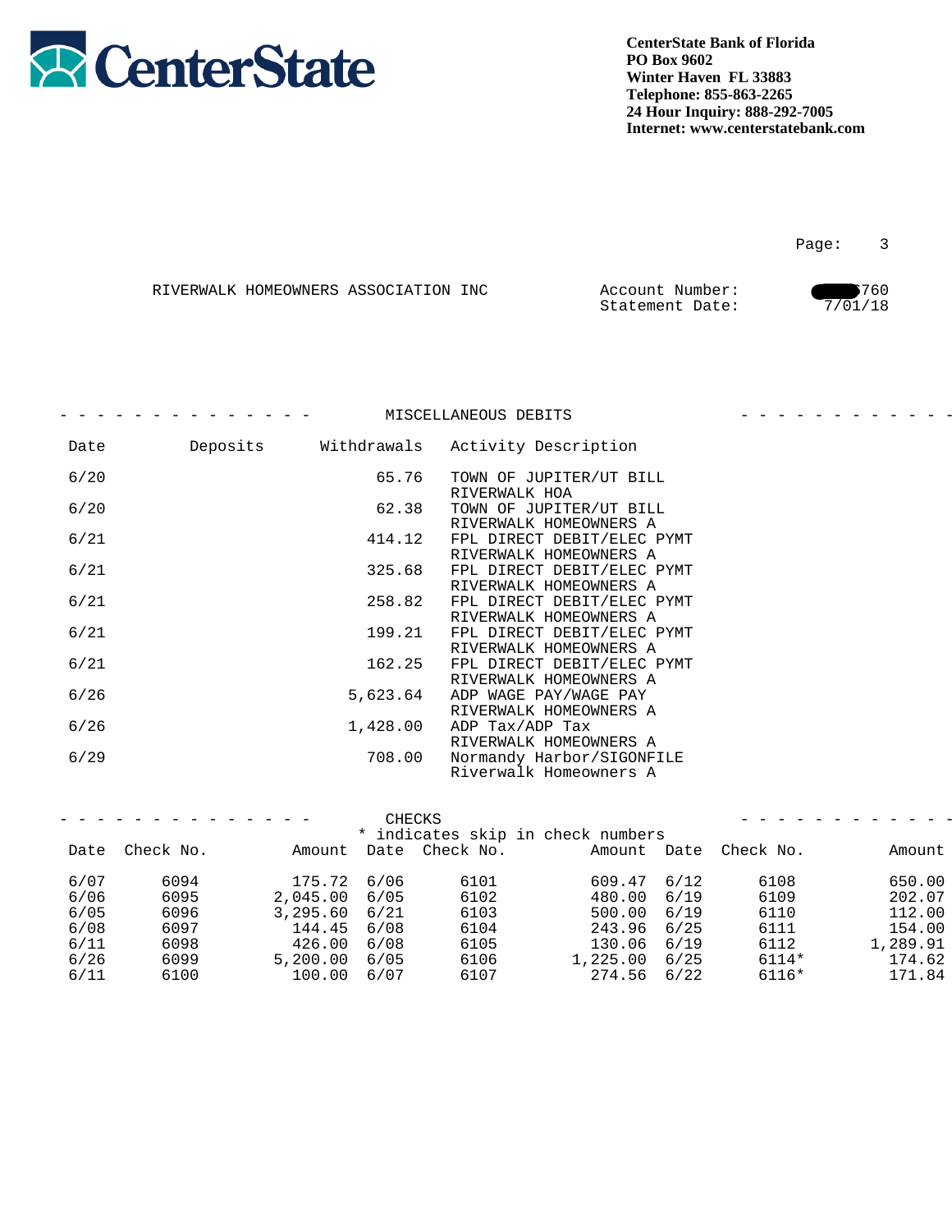CenterState

**CenterState Bank of Florida**
**PO Box 9602**
**Winter Haven FL 33883**
**Telephone: 855-863-2265**
**24 Hour Inquiry: 888-292-7005**
**Internet: www.centerstatebank.com**

RIVERWALK HOMEOWNERS ASSOCIATION INC

Account Number: 5760
Statement Date: 7/01/18

## MISCELLANEOUS DEBITS

| Date | Deposits | Withdrawals | Activity Description |
|---|---|---|---|
| 6/20 | | 65.76 | TOWN OF JUPITER/UT BILL RIVERWALK HOA |
| 6/20 | | 62.38 | TOWN OF JUPITER/UT BILL RIVERWALK HOMEOWNERS A |
| 6/21 | | 414.12 | FPL DIRECT DEBIT/ELEC PYMT RIVERWALK HOMEOWNERS A |
| 6/21 | | 325.68 | FPL DIRECT DEBIT/ELEC PYMT RIVERWALK HOMEOWNERS A |
| 6/21 | | 258.82 | FPL DIRECT DEBIT/ELEC PYMT RIVERWALK HOMEOWNERS A |
| 6/21 | | 199.21 | FPL DIRECT DEBIT/ELEC PYMT RIVERWALK HOMEOWNERS A |
| 6/21 | | 162.25 | FPL DIRECT DEBIT/ELEC PYMT RIVERWALK HOMEOWNERS A |
| 6/26 | | 5,623.64 | ADP WAGE PAY/WAGE PAY RIVERWALK HOMEOWNERS A |
| 6/26 | | 1,428.00 | ADP Tax/ADP Tax RIVERWALK HOMEOWNERS A |
| 6/29 | | 708.00 | Normandy Harbor/SIGONFILE Riverwalk Homeowners A |

## CHECKS

\* indicates skip in check numbers

| Date | Check No. | Amount | Date | Check No. | Amount | Date | Check No. | Amount |
|---|---|---|---|---|---|---|---|---|
| 6/07 | 6094 | 175.72 | 6/06 | 6101 | 609.47 | 6/12 | 6108 | 650.00 |
| 6/06 | 6095 | 2,045.00 | 6/05 | 6102 | 480.00 | 6/19 | 6109 | 202.07 |
| 6/05 | 6096 | 3,295.60 | 6/21 | 6103 | 500.00 | 6/19 | 6110 | 112.00 |
| 6/08 | 6097 | 144.45 | 6/08 | 6104 | 243.96 | 6/25 | 6111 | 154.00 |
| 6/11 | 6098 | 426.00 | 6/08 | 6105 | 130.06 | 6/19 | 6112 | 1,289.91 |
| 6/26 | 6099 | 5,200.00 | 6/05 | 6106 | 1,225.00 | 6/25 | 6114* | 174.62 |
| 6/11 | 6100 | 100.00 | 6/07 | 6107 | 274.56 | 6/22 | 6116* | 171.84 |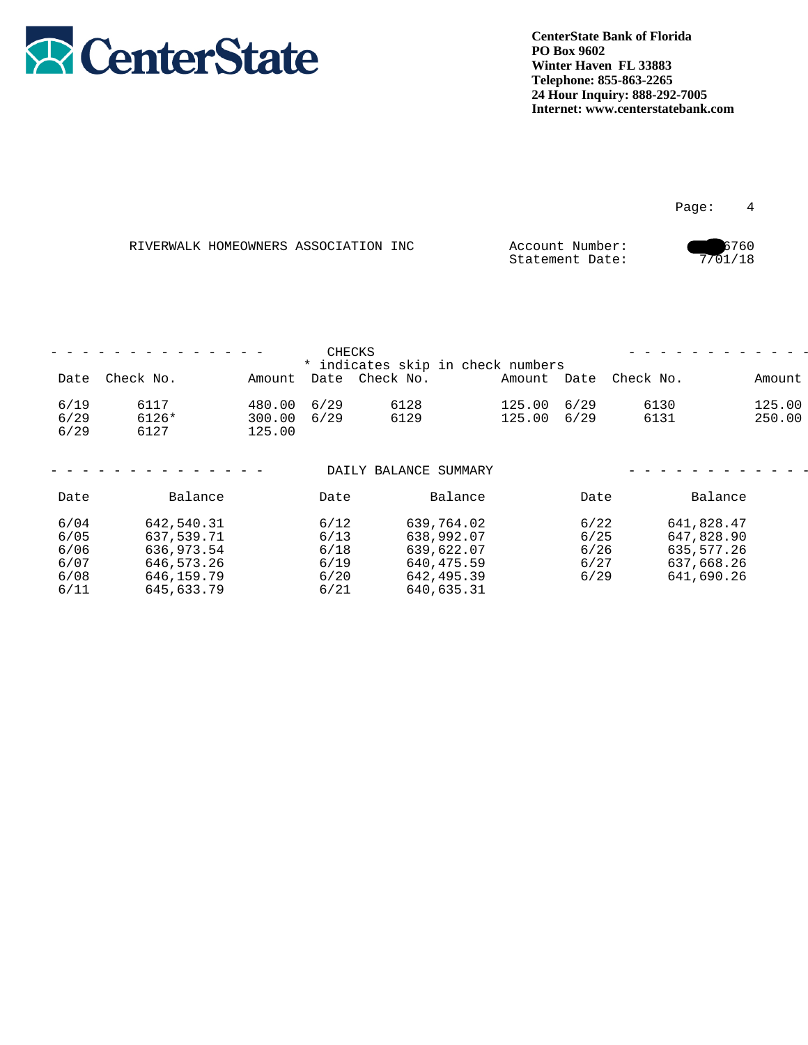CenterState

**CenterState Bank of Florida**
**PO Box 9602**
**Winter Haven FL 33883**
**Telephone: 855-863-2265**
**24 Hour Inquiry: 888-292-7005**
**Internet: www.centerstatebank.com**

Page: 4

RIVERWALK HOMEOWNERS ASSOCIATION INC

Account Number: 6760
Statement Date: 7/01/18

## CHECKS

\* indicates skip in check numbers

| Date | Check No. | Amount | Date | Check No. | Amount | Date | Check No. | Amount |
|---|---|---|---|---|---|---|---|---|
| 6/19 | 6117 | 480.00 | 6/29 | 6128 | 125.00 | 6/29 | 6130 | 125.00 |
| 6/29 | 6126* | 300.00 | 6/29 | 6129 | 125.00 | 6/29 | 6131 | 250.00 |
| 6/29 | 6127 | 125.00 | | | | | | |

## DAILY BALANCE SUMMARY

| Date | Balance | Date | Balance | Date | Balance |
|---|---|---|---|---|---|
| 6/04 | 642,540.31 | 6/12 | 639,764.02 | 6/22 | 641,828.47 |
| 6/05 | 637,539.71 | 6/13 | 638,992.07 | 6/25 | 647,828.90 |
| 6/06 | 636,973.54 | 6/18 | 639,622.07 | 6/26 | 635,577.26 |
| 6/07 | 646,573.26 | 6/19 | 640,475.59 | 6/27 | 637,668.26 |
| 6/08 | 646,159.79 | 6/20 | 642,495.39 | 6/29 | 641,690.26 |
| 6/11 | 645,633.79 | 6/21 | 640,635.31 | | |